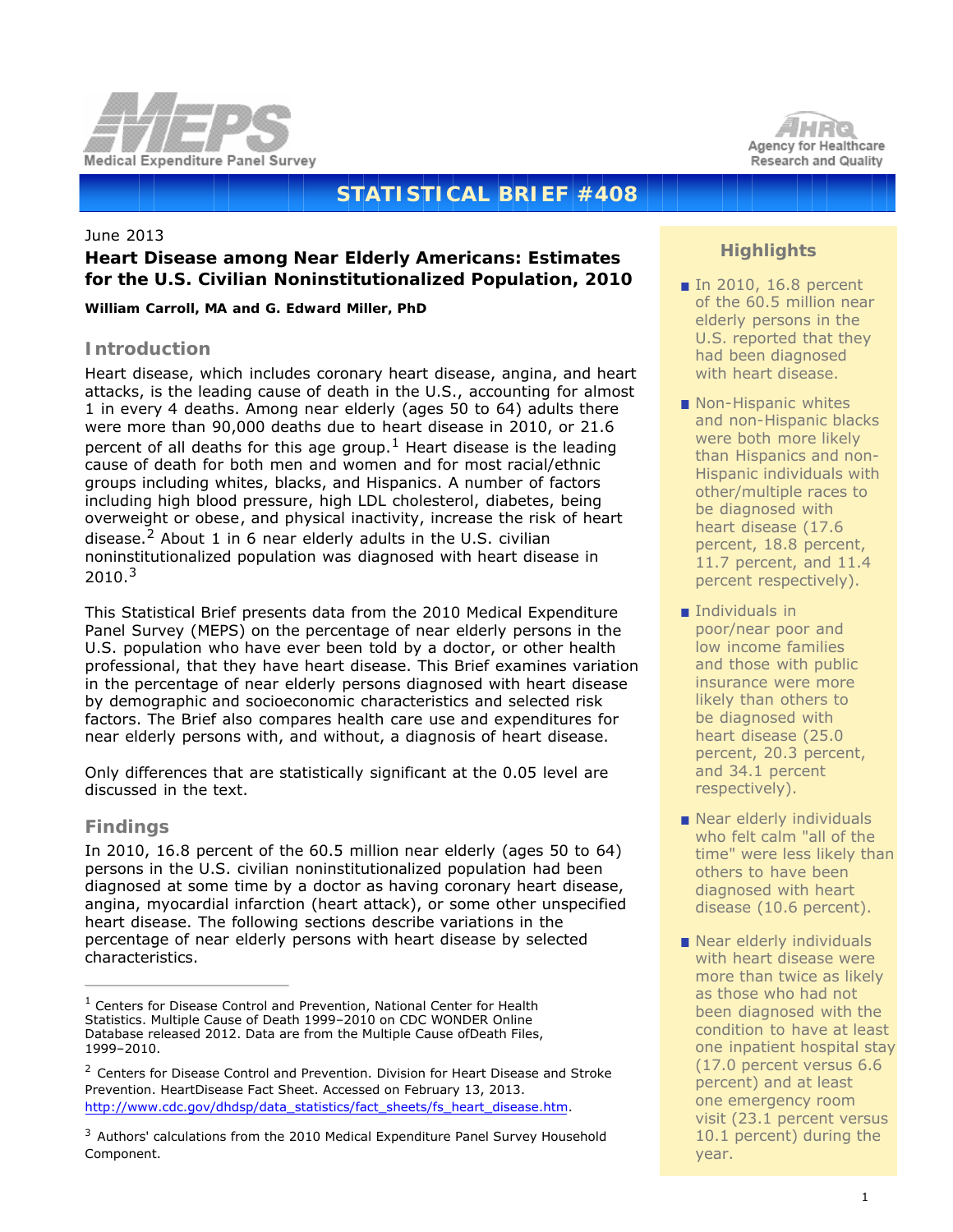Medical Expenditure Panel Survey

Agency for Healthcare Research and Quality

# STATISTICAL BRIEF #408

June 2013

## Heart Disease among Near Elderly Americans: Estimates for the U.S. Civilian Noninstitutionalized Population, 2010

**William Carroll, MA and G. Edward Miller, PhD**

### Introduction

Heart disease, which includes coronary heart disease, angina, and heart attacks, is the leading cause of death in the U.S., accounting for almost 1 in every 4 deaths. Among near elderly (ages 50 to 64) adults there were more than 90,000 deaths due to heart disease in 2010, or 21.6 percent of all deaths for this age group.[1] Heart disease is the leading cause of death for both men and women and for most racial/ethnic groups including whites, blacks, and Hispanics. A number of factors including high blood pressure, high LDL cholesterol, diabetes, being overweight or obese, and physical inactivity, increase the risk of heart disease.[2] About 1 in 6 near elderly adults in the U.S. civilian noninstitutionalized population was diagnosed with heart disease in 2010.[3]

This Statistical Brief presents data from the 2010 Medical Expenditure Panel Survey (MEPS) on the percentage of near elderly persons in the U.S. population who have ever been told by a doctor, or other health professional, that they have heart disease. This Brief examines variation in the percentage of near elderly persons diagnosed with heart disease by demographic and socioeconomic characteristics and selected risk factors. The Brief also compares health care use and expenditures for near elderly persons with, and without, a diagnosis of heart disease.

Only differences that are statistically significant at the 0.05 level are discussed in the text.

### Findings

In 2010, 16.8 percent of the 60.5 million near elderly (ages 50 to 64) persons in the U.S. civilian noninstitutionalized population had been diagnosed at some time by a doctor as having coronary heart disease, angina, myocardial infarction (heart attack), or some other unspecified heart disease. The following sections describe variations in the percentage of near elderly persons with heart disease by selected characteristics.

### Highlights

- In 2010, 16.8 percent of the 60.5 million near elderly persons in the U.S. reported that they had been diagnosed with heart disease.
- Non-Hispanic whites and non-Hispanic blacks were both more likely than Hispanics and non-Hispanic individuals with other/multiple races to be diagnosed with heart disease (17.6 percent, 18.8 percent, 11.7 percent, and 11.4 percent respectively).
- Individuals in poor/near poor and low income families and those with public insurance were more likely than others to be diagnosed with heart disease (25.0 percent, 20.3 percent, and 34.1 percent respectively).
- Near elderly individuals who felt calm "all of the time" were less likely than others to have been diagnosed with heart disease (10.6 percent).
- Near elderly individuals with heart disease were more than twice as likely as those who had not been diagnosed with the condition to have at least one inpatient hospital stay (17.0 percent versus 6.6 percent) and at least one emergency room visit (23.1 percent versus 10.1 percent) during the year.

---

[1] Centers for Disease Control and Prevention, National Center for Health Statistics. Multiple Cause of Death 1999–2010 on CDC WONDER Online Database released 2012. Data are from the Multiple Cause ofDeath Files, 1999–2010.

[2] Centers for Disease Control and Prevention. Division for Heart Disease and Stroke Prevention. HeartDisease Fact Sheet. Accessed on February 13, 2013. http://www.cdc.gov/dhdsp/data_statistics/fact_sheets/fs_heart_disease.htm.

[3] Authors' calculations from the 2010 Medical Expenditure Panel Survey Household Component.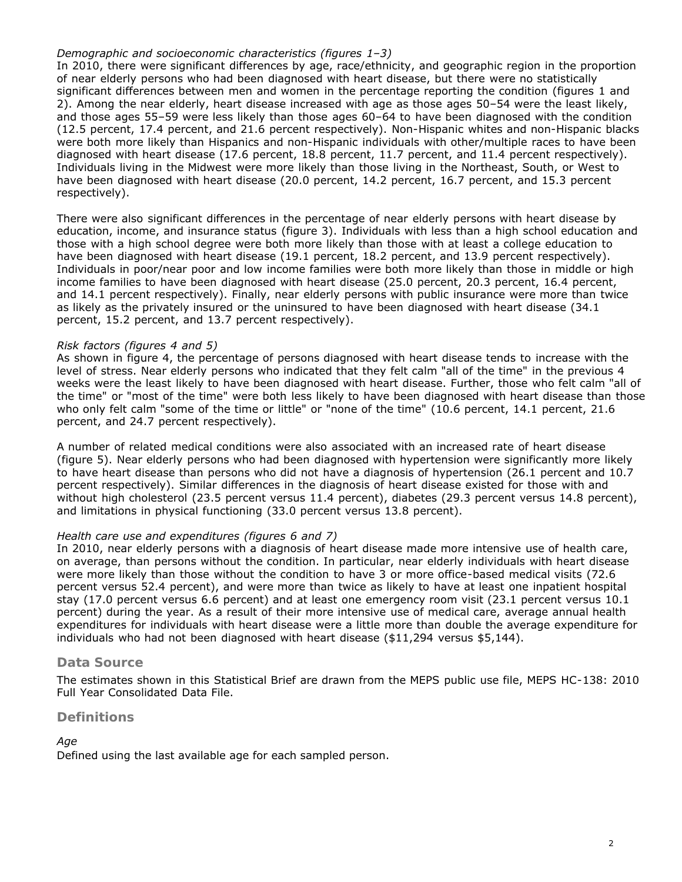*Demographic and socioeconomic characteristics (figures 1–3)*

In 2010, there were significant differences by age, race/ethnicity, and geographic region in the proportion of near elderly persons who had been diagnosed with heart disease, but there were no statistically significant differences between men and women in the percentage reporting the condition (figures 1 and 2). Among the near elderly, heart disease increased with age as those ages 50–54 were the least likely, and those ages 55–59 were less likely than those ages 60–64 to have been diagnosed with the condition (12.5 percent, 17.4 percent, and 21.6 percent respectively). Non-Hispanic whites and non-Hispanic blacks were both more likely than Hispanics and non-Hispanic individuals with other/multiple races to have been diagnosed with heart disease (17.6 percent, 18.8 percent, 11.7 percent, and 11.4 percent respectively). Individuals living in the Midwest were more likely than those living in the Northeast, South, or West to have been diagnosed with heart disease (20.0 percent, 14.2 percent, 16.7 percent, and 15.3 percent respectively).

There were also significant differences in the percentage of near elderly persons with heart disease by education, income, and insurance status (figure 3). Individuals with less than a high school education and those with a high school degree were both more likely than those with at least a college education to have been diagnosed with heart disease (19.1 percent, 18.2 percent, and 13.9 percent respectively). Individuals in poor/near poor and low income families were both more likely than those in middle or high income families to have been diagnosed with heart disease (25.0 percent, 20.3 percent, 16.4 percent, and 14.1 percent respectively). Finally, near elderly persons with public insurance were more than twice as likely as the privately insured or the uninsured to have been diagnosed with heart disease (34.1 percent, 15.2 percent, and 13.7 percent respectively).

*Risk factors (figures 4 and 5)*

As shown in figure 4, the percentage of persons diagnosed with heart disease tends to increase with the level of stress. Near elderly persons who indicated that they felt calm "all of the time" in the previous 4 weeks were the least likely to have been diagnosed with heart disease. Further, those who felt calm "all of the time" or "most of the time" were both less likely to have been diagnosed with heart disease than those who only felt calm "some of the time or little" or "none of the time" (10.6 percent, 14.1 percent, 21.6 percent, and 24.7 percent respectively).

A number of related medical conditions were also associated with an increased rate of heart disease (figure 5). Near elderly persons who had been diagnosed with hypertension were significantly more likely to have heart disease than persons who did not have a diagnosis of hypertension (26.1 percent and 10.7 percent respectively). Similar differences in the diagnosis of heart disease existed for those with and without high cholesterol (23.5 percent versus 11.4 percent), diabetes (29.3 percent versus 14.8 percent), and limitations in physical functioning (33.0 percent versus 13.8 percent).

*Health care use and expenditures (figures 6 and 7)*

In 2010, near elderly persons with a diagnosis of heart disease made more intensive use of health care, on average, than persons without the condition. In particular, near elderly individuals with heart disease were more likely than those without the condition to have 3 or more office-based medical visits (72.6 percent versus 52.4 percent), and were more than twice as likely to have at least one inpatient hospital stay (17.0 percent versus 6.6 percent) and at least one emergency room visit (23.1 percent versus 10.1 percent) during the year. As a result of their more intensive use of medical care, average annual health expenditures for individuals with heart disease were a little more than double the average expenditure for individuals who had not been diagnosed with heart disease ($11,294 versus $5,144).

## Data Source

The estimates shown in this Statistical Brief are drawn from the MEPS public use file, MEPS HC-138: 2010 Full Year Consolidated Data File.

## Definitions

*Age*

Defined using the last available age for each sampled person.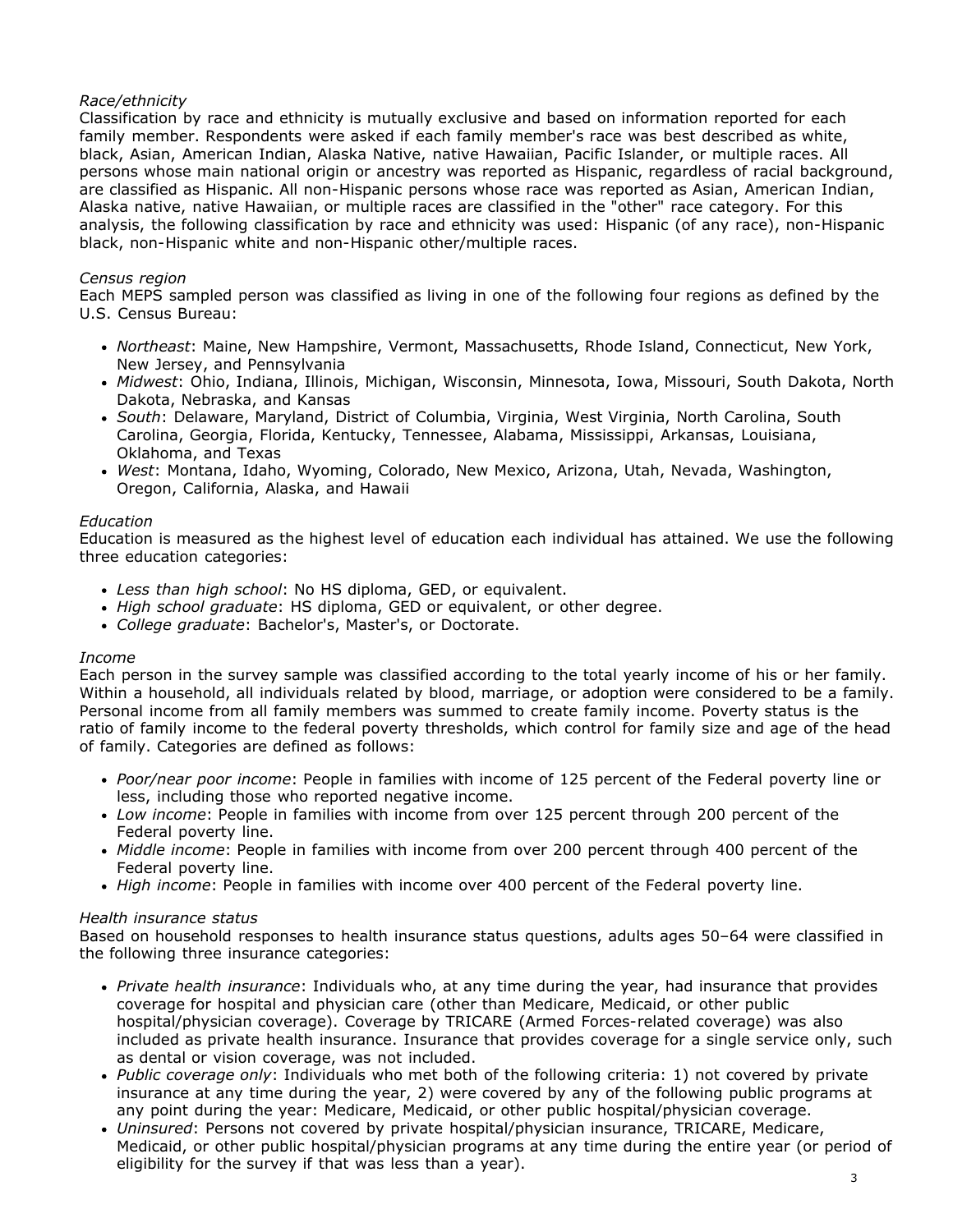*Race/ethnicity*
Classification by race and ethnicity is mutually exclusive and based on information reported for each family member. Respondents were asked if each family member's race was best described as white, black, Asian, American Indian, Alaska Native, native Hawaiian, Pacific Islander, or multiple races. All persons whose main national origin or ancestry was reported as Hispanic, regardless of racial background, are classified as Hispanic. All non-Hispanic persons whose race was reported as Asian, American Indian, Alaska native, native Hawaiian, or multiple races are classified in the "other" race category. For this analysis, the following classification by race and ethnicity was used: Hispanic (of any race), non-Hispanic black, non-Hispanic white and non-Hispanic other/multiple races.

*Census region*
Each MEPS sampled person was classified as living in one of the following four regions as defined by the U.S. Census Bureau:

- *Northeast*: Maine, New Hampshire, Vermont, Massachusetts, Rhode Island, Connecticut, New York, New Jersey, and Pennsylvania
- *Midwest*: Ohio, Indiana, Illinois, Michigan, Wisconsin, Minnesota, Iowa, Missouri, South Dakota, North Dakota, Nebraska, and Kansas
- *South*: Delaware, Maryland, District of Columbia, Virginia, West Virginia, North Carolina, South Carolina, Georgia, Florida, Kentucky, Tennessee, Alabama, Mississippi, Arkansas, Louisiana, Oklahoma, and Texas
- *West*: Montana, Idaho, Wyoming, Colorado, New Mexico, Arizona, Utah, Nevada, Washington, Oregon, California, Alaska, and Hawaii

*Education*
Education is measured as the highest level of education each individual has attained. We use the following three education categories:

- *Less than high school*: No HS diploma, GED, or equivalent.
- *High school graduate*: HS diploma, GED or equivalent, or other degree.
- *College graduate*: Bachelor's, Master's, or Doctorate.

*Income*
Each person in the survey sample was classified according to the total yearly income of his or her family. Within a household, all individuals related by blood, marriage, or adoption were considered to be a family. Personal income from all family members was summed to create family income. Poverty status is the ratio of family income to the federal poverty thresholds, which control for family size and age of the head of family. Categories are defined as follows:

- *Poor/near poor income*: People in families with income of 125 percent of the Federal poverty line or less, including those who reported negative income.
- *Low income*: People in families with income from over 125 percent through 200 percent of the Federal poverty line.
- *Middle income*: People in families with income from over 200 percent through 400 percent of the Federal poverty line.
- *High income*: People in families with income over 400 percent of the Federal poverty line.

*Health insurance status*
Based on household responses to health insurance status questions, adults ages 50–64 were classified in the following three insurance categories:

- *Private health insurance*: Individuals who, at any time during the year, had insurance that provides coverage for hospital and physician care (other than Medicare, Medicaid, or other public hospital/physician coverage). Coverage by TRICARE (Armed Forces-related coverage) was also included as private health insurance. Insurance that provides coverage for a single service only, such as dental or vision coverage, was not included.
- *Public coverage only*: Individuals who met both of the following criteria: 1) not covered by private insurance at any time during the year, 2) were covered by any of the following public programs at any point during the year: Medicare, Medicaid, or other public hospital/physician coverage.
- *Uninsured*: Persons not covered by private hospital/physician insurance, TRICARE, Medicare, Medicaid, or other public hospital/physician programs at any time during the entire year (or period of eligibility for the survey if that was less than a year).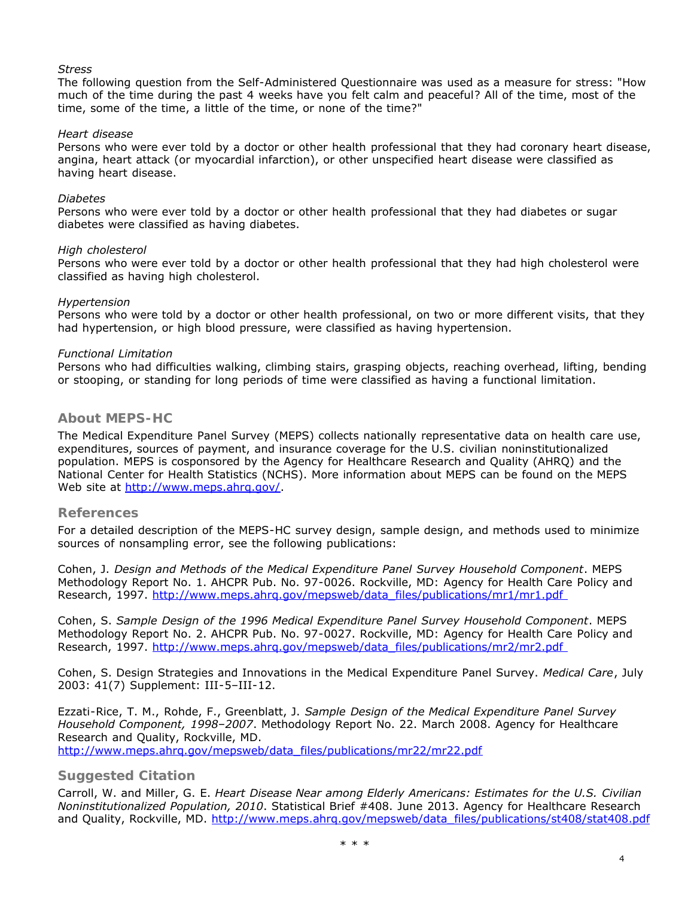*Stress*
The following question from the Self-Administered Questionnaire was used as a measure for stress: "How much of the time during the past 4 weeks have you felt calm and peaceful? All of the time, most of the time, some of the time, a little of the time, or none of the time?"

*Heart disease*
Persons who were ever told by a doctor or other health professional that they had coronary heart disease, angina, heart attack (or myocardial infarction), or other unspecified heart disease were classified as having heart disease.

*Diabetes*
Persons who were ever told by a doctor or other health professional that they had diabetes or sugar diabetes were classified as having diabetes.

*High cholesterol*
Persons who were ever told by a doctor or other health professional that they had high cholesterol were classified as having high cholesterol.

*Hypertension*
Persons who were told by a doctor or other health professional, on two or more different visits, that they had hypertension, or high blood pressure, were classified as having hypertension.

*Functional Limitation*
Persons who had difficulties walking, climbing stairs, grasping objects, reaching overhead, lifting, bending or stooping, or standing for long periods of time were classified as having a functional limitation.

## About MEPS-HC

The Medical Expenditure Panel Survey (MEPS) collects nationally representative data on health care use, expenditures, sources of payment, and insurance coverage for the U.S. civilian noninstitutionalized population. MEPS is cosponsored by the Agency for Healthcare Research and Quality (AHRQ) and the National Center for Health Statistics (NCHS). More information about MEPS can be found on the MEPS Web site at http://www.meps.ahrq.gov/.

## References

For a detailed description of the MEPS-HC survey design, sample design, and methods used to minimize sources of nonsampling error, see the following publications:

Cohen, J. *Design and Methods of the Medical Expenditure Panel Survey Household Component*. MEPS Methodology Report No. 1. AHCPR Pub. No. 97-0026. Rockville, MD: Agency for Health Care Policy and Research, 1997. http://www.meps.ahrq.gov/mepsweb/data_files/publications/mr1/mr1.pdf

Cohen, S. *Sample Design of the 1996 Medical Expenditure Panel Survey Household Component*. MEPS Methodology Report No. 2. AHCPR Pub. No. 97-0027. Rockville, MD: Agency for Health Care Policy and Research, 1997. http://www.meps.ahrq.gov/mepsweb/data_files/publications/mr2/mr2.pdf

Cohen, S. Design Strategies and Innovations in the Medical Expenditure Panel Survey. *Medical Care*, July 2003: 41(7) Supplement: III-5–III-12.

Ezzati-Rice, T. M., Rohde, F., Greenblatt, J. *Sample Design of the Medical Expenditure Panel Survey Household Component, 1998–2007*. Methodology Report No. 22. March 2008. Agency for Healthcare Research and Quality, Rockville, MD.
http://www.meps.ahrq.gov/mepsweb/data_files/publications/mr22/mr22.pdf

## Suggested Citation

Carroll, W. and Miller, G. E. *Heart Disease Near among Elderly Americans: Estimates for the U.S. Civilian Noninstitutionalized Population, 2010*. Statistical Brief #408. June 2013. Agency for Healthcare Research and Quality, Rockville, MD. http://www.meps.ahrq.gov/mepsweb/data_files/publications/st408/stat408.pdf

\* \* \*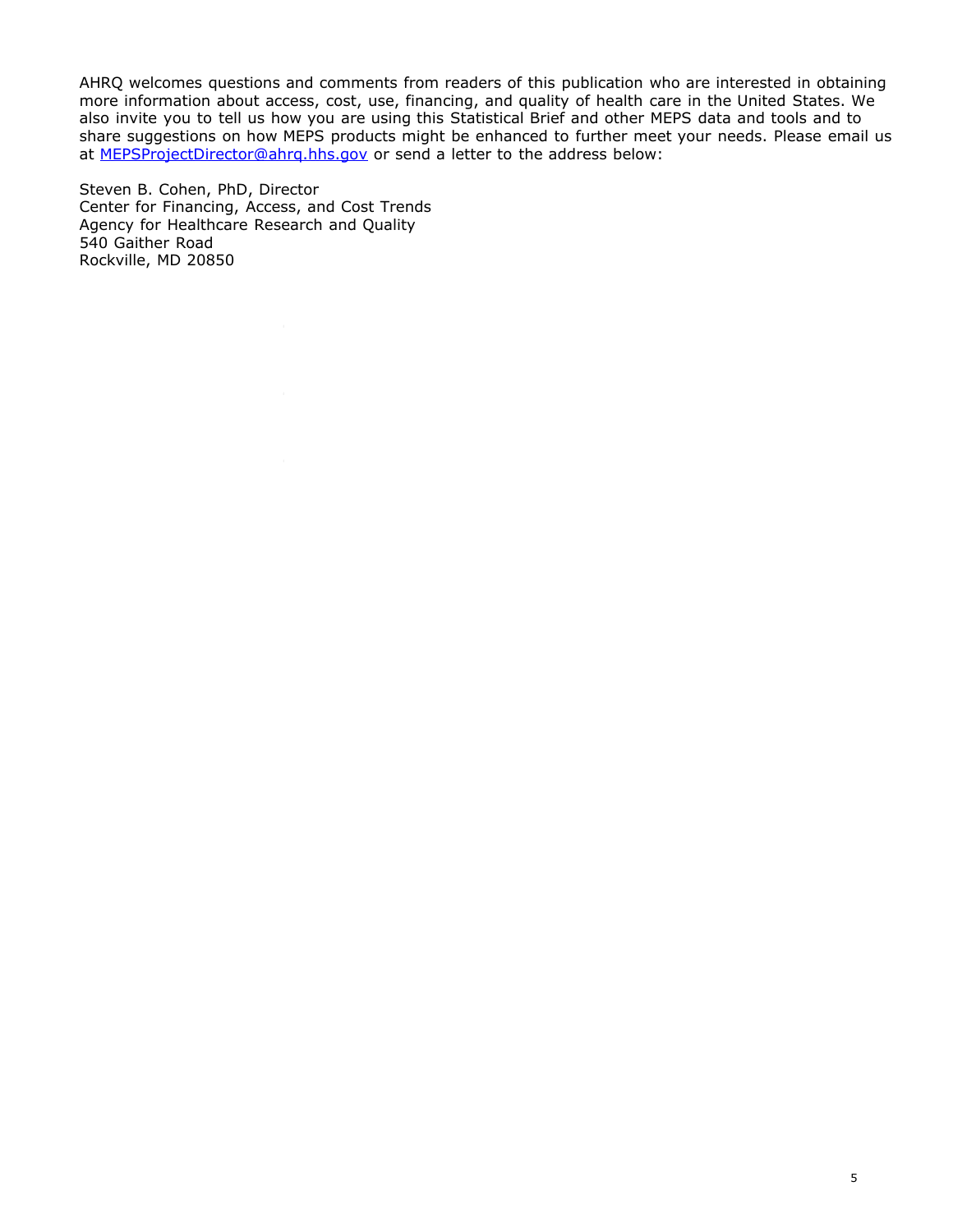AHRQ welcomes questions and comments from readers of this publication who are interested in obtaining more information about access, cost, use, financing, and quality of health care in the United States. We also invite you to tell us how you are using this Statistical Brief and other MEPS data and tools and to share suggestions on how MEPS products might be enhanced to further meet your needs. Please email us at [MEPSProjectDirector@ahrq.hhs.gov](mailto:MEPSProjectDirector@ahrq.hhs.gov) or send a letter to the address below:

Steven B. Cohen, PhD, Director  
Center for Financing, Access, and Cost Trends  
Agency for Healthcare Research and Quality  
540 Gaither Road  
Rockville, MD 20850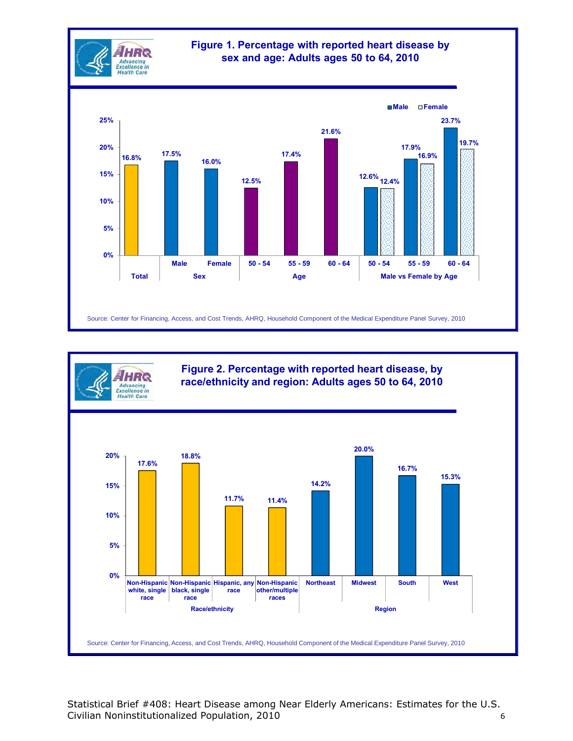## Figure 1. Percentage with reported heart disease by sex and age: Adults ages 50 to 64, 2010

Male
Female

25%
20%
15%
10%
5%
0%

16.8%
17.5%
16.0%
12.5%
17.4%
21.6%
12.6%
12.4%
17.9%
16.9%
23.7%
19.7%

Male
Female
50 - 54
55 - 59
60 - 64
50 - 54
55 - 59
60 - 64

Total
Sex
Age
Male vs Female by Age

Source: Center for Financing, Access, and Cost Trends, AHRQ, Household Component of the Medical Expenditure Panel Survey, 2010

## Figure 2. Percentage with reported heart disease, by race/ethnicity and region: Adults ages 50 to 64, 2010

20%
15%
10%
5%
0%

17.6%
18.8%
11.7%
11.4%
14.2%
20.0%
16.7%
15.3%

Non-Hispanic white, single race
Non-Hispanic black, single race
Hispanic, any race
Non-Hispanic other/multiple races
Northeast
Midwest
South
West

Race/ethnicity
Region

Source: Center for Financing, Access, and Cost Trends, AHRQ, Household Component of the Medical Expenditure Panel Survey, 2010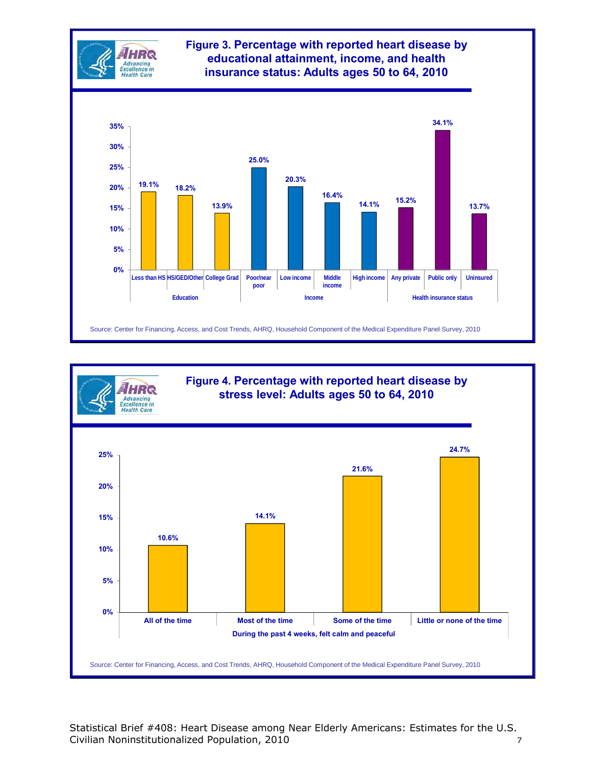**Figure 3. Percentage with reported heart disease by educational attainment, income, and health insurance status: Adults ages 50 to 64, 2010**

35%
30%
25%
20%
15%
10%
5%
0%

19.1%
18.2%
13.9%
25.0%
20.3%
16.4%
14.1%
15.2%
34.1%
13.7%

Less than HS
HS/GED/Other
College Grad
Poor/near poor
Low income
Middle income
High income
Any private
Public only
Uninsured

Education
Income
Health insurance status

Source: Center for Financing, Access, and Cost Trends, AHRQ, Household Component of the Medical Expenditure Panel Survey, 2010

**Figure 4. Percentage with reported heart disease by stress level: Adults ages 50 to 64, 2010**

25%
20%
15%
10%
5%
0%

10.6%
14.1%
21.6%
24.7%

All of the time
Most of the time
Some of the time
Little or none of the time

During the past 4 weeks, felt calm and peaceful

Source: Center for Financing, Access, and Cost Trends, AHRQ, Household Component of the Medical Expenditure Panel Survey, 2010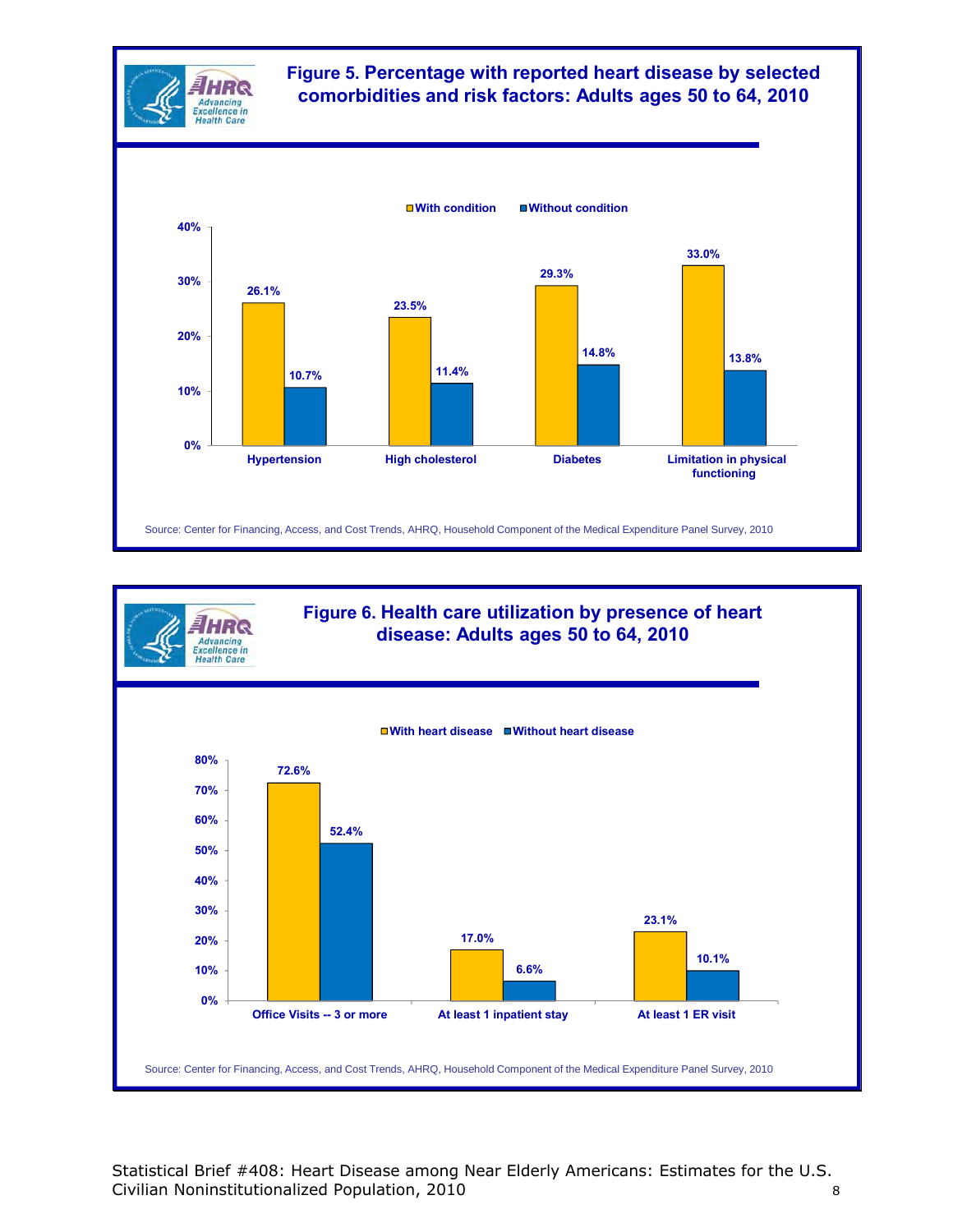## Figure 5. Percentage with reported heart disease by selected comorbidities and risk factors: Adults ages 50 to 64, 2010

With condition
Without condition

40%
30%
20%
10%
0%

26.1%
10.7%
Hypertension

23.5%
11.4%
High cholesterol

29.3%
14.8%
Diabetes

33.0%
13.8%
Limitation in physical functioning

Source: Center for Financing, Access, and Cost Trends, AHRQ, Household Component of the Medical Expenditure Panel Survey, 2010

## Figure 6. Health care utilization by presence of heart disease: Adults ages 50 to 64, 2010

With heart disease
Without heart disease

80%
70%
60%
50%
40%
30%
20%
10%
0%

72.6%
52.4%
Office Visits -- 3 or more

17.0%
6.6%
At least 1 inpatient stay

23.1%
10.1%
At least 1 ER visit

Source: Center for Financing, Access, and Cost Trends, AHRQ, Household Component of the Medical Expenditure Panel Survey, 2010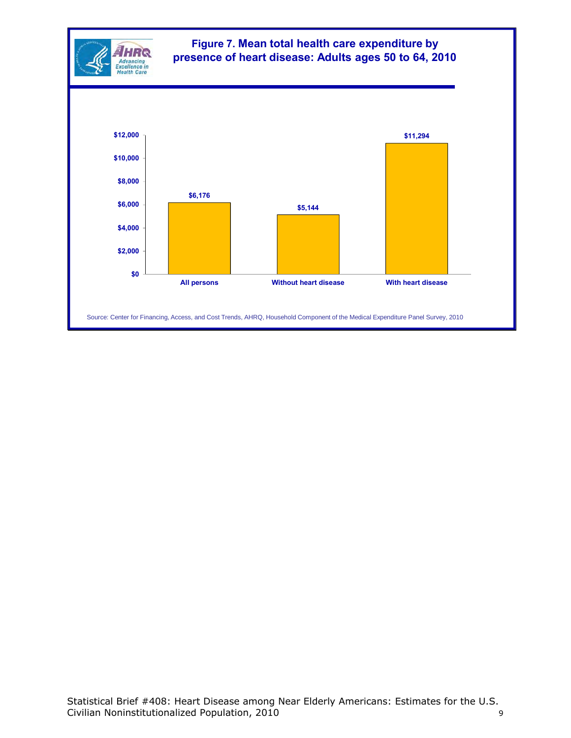**Figure 7. Mean total health care expenditure by presence of heart disease: Adults ages 50 to 64, 2010**

$12,000
$10,000
$8,000
$6,000
$4,000
$2,000
$0

$6,176
$5,144
$11,294

All persons
Without heart disease
With heart disease

Source: Center for Financing, Access, and Cost Trends, AHRQ, Household Component of the Medical Expenditure Panel Survey, 2010